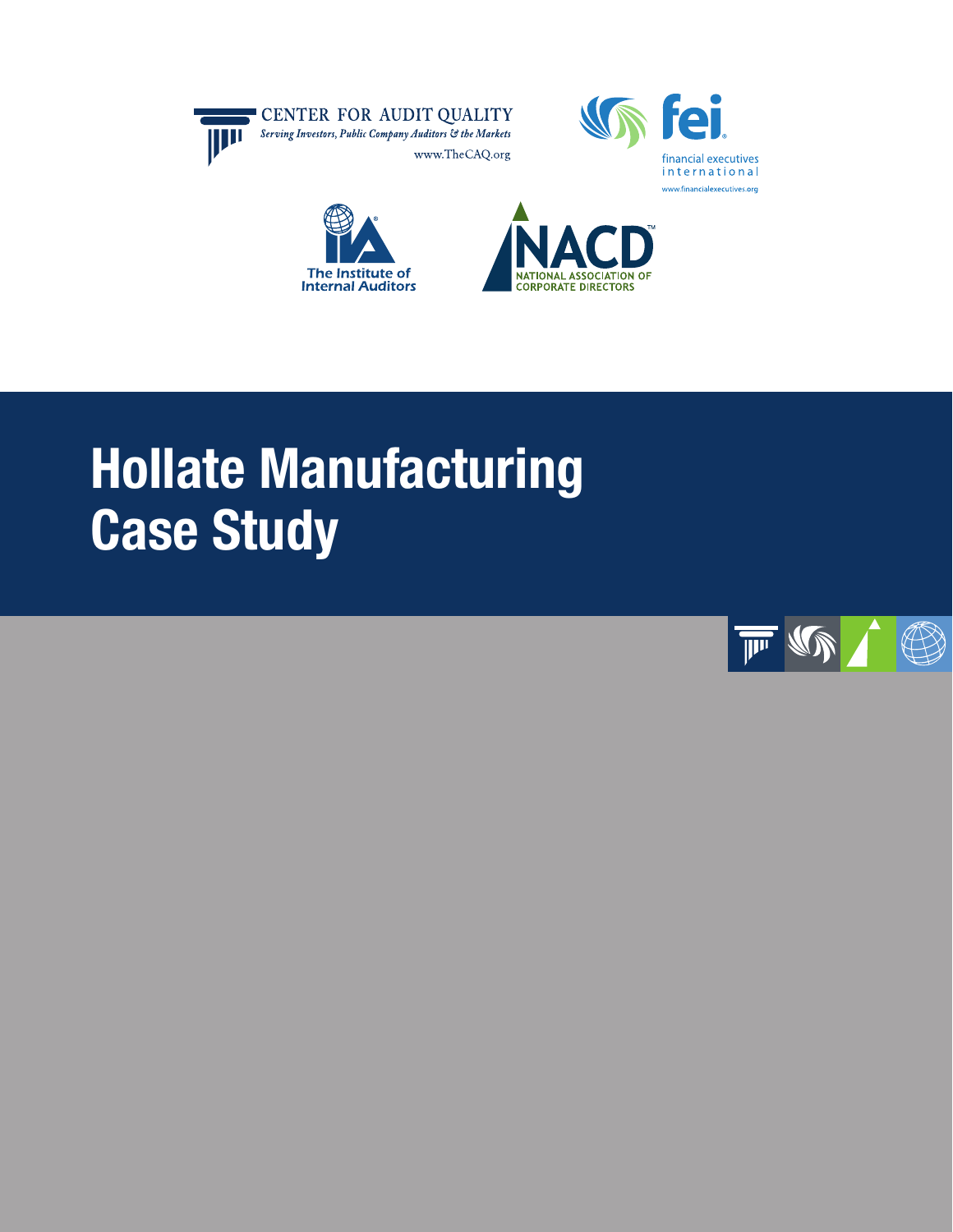CENTER FOR AUDIT QUALITY
*Serving Investors, Public Company Auditors & the Markets*
www.TheCAQ.org

fei
financial executives international
www.financialexecutives.org

The Institute of Internal Auditors

NACD
NATIONAL ASSOCIATION OF CORPORATE DIRECTORS

# Hollate Manufacturing Case Study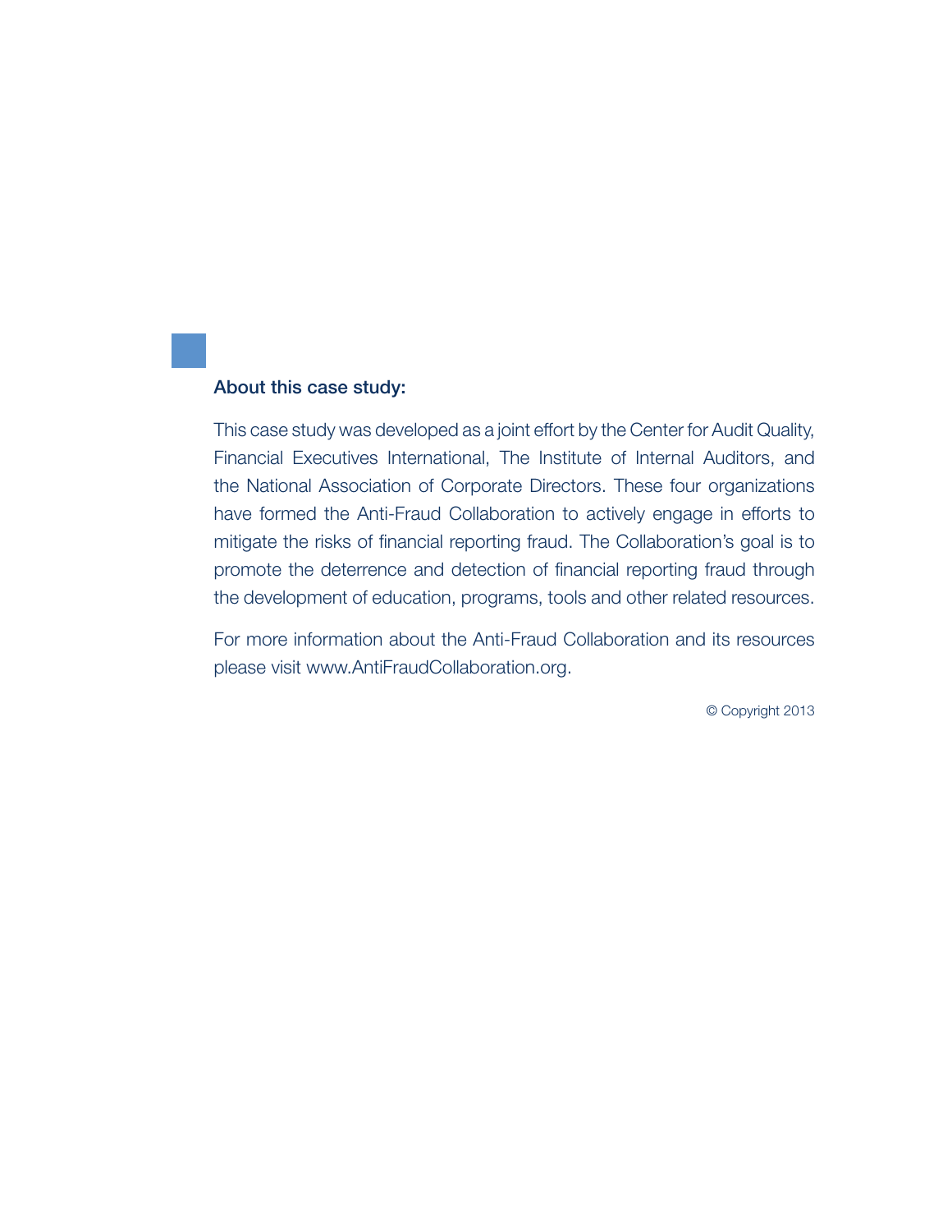### About this case study:

This case study was developed as a joint effort by the Center for Audit Quality, Financial Executives International, The Institute of Internal Auditors, and the National Association of Corporate Directors. These four organizations have formed the Anti-Fraud Collaboration to actively engage in efforts to mitigate the risks of financial reporting fraud. The Collaboration's goal is to promote the deterrence and detection of financial reporting fraud through the development of education, programs, tools and other related resources.

For more information about the Anti-Fraud Collaboration and its resources please visit www.AntiFraudCollaboration.org.

© Copyright 2013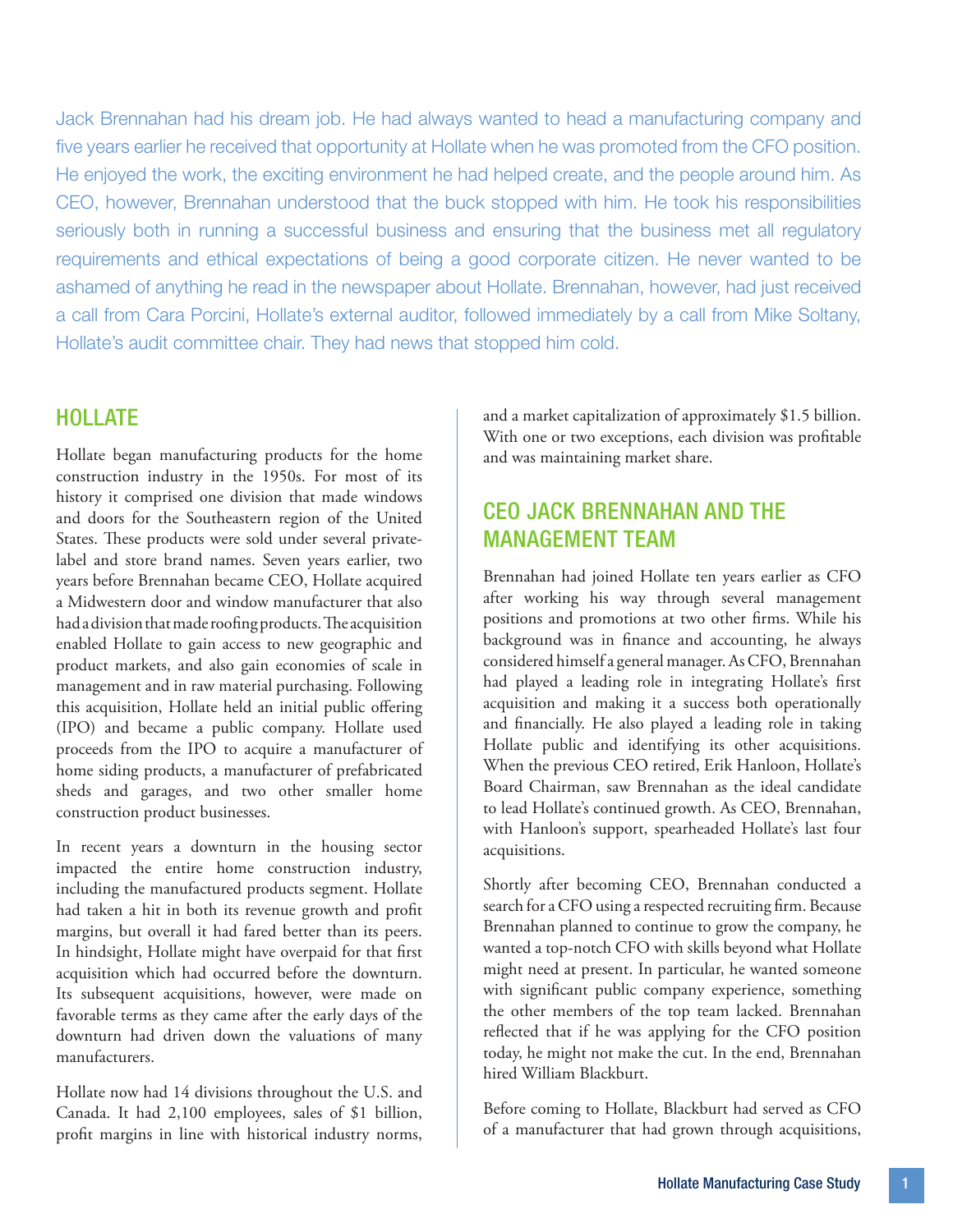Jack Brennahan had his dream job. He had always wanted to head a manufacturing company and five years earlier he received that opportunity at Hollate when he was promoted from the CFO position. He enjoyed the work, the exciting environment he had helped create, and the people around him. As CEO, however, Brennahan understood that the buck stopped with him. He took his responsibilities seriously both in running a successful business and ensuring that the business met all regulatory requirements and ethical expectations of being a good corporate citizen. He never wanted to be ashamed of anything he read in the newspaper about Hollate. Brennahan, however, had just received a call from Cara Porcini, Hollate's external auditor, followed immediately by a call from Mike Soltany, Hollate's audit committee chair. They had news that stopped him cold.

## HOLLATE

Hollate began manufacturing products for the home construction industry in the 1950s. For most of its history it comprised one division that made windows and doors for the Southeastern region of the United States. These products were sold under several private-label and store brand names. Seven years earlier, two years before Brennahan became CEO, Hollate acquired a Midwestern door and window manufacturer that also had a division that made roofing products. The acquisition enabled Hollate to gain access to new geographic and product markets, and also gain economies of scale in management and in raw material purchasing. Following this acquisition, Hollate held an initial public offering (IPO) and became a public company. Hollate used proceeds from the IPO to acquire a manufacturer of home siding products, a manufacturer of prefabricated sheds and garages, and two other smaller home construction product businesses.

In recent years a downturn in the housing sector impacted the entire home construction industry, including the manufactured products segment. Hollate had taken a hit in both its revenue growth and profit margins, but overall it had fared better than its peers. In hindsight, Hollate might have overpaid for that first acquisition which had occurred before the downturn. Its subsequent acquisitions, however, were made on favorable terms as they came after the early days of the downturn had driven down the valuations of many manufacturers.

Hollate now had 14 divisions throughout the U.S. and Canada. It had 2,100 employees, sales of $1 billion, profit margins in line with historical industry norms, and a market capitalization of approximately $1.5 billion. With one or two exceptions, each division was profitable and was maintaining market share.

## CEO JACK BRENNAHAN AND THE MANAGEMENT TEAM

Brennahan had joined Hollate ten years earlier as CFO after working his way through several management positions and promotions at two other firms. While his background was in finance and accounting, he always considered himself a general manager. As CFO, Brennahan had played a leading role in integrating Hollate's first acquisition and making it a success both operationally and financially. He also played a leading role in taking Hollate public and identifying its other acquisitions. When the previous CEO retired, Erik Hanloon, Hollate's Board Chairman, saw Brennahan as the ideal candidate to lead Hollate's continued growth. As CEO, Brennahan, with Hanloon's support, spearheaded Hollate's last four acquisitions.

Shortly after becoming CEO, Brennahan conducted a search for a CFO using a respected recruiting firm. Because Brennahan planned to continue to grow the company, he wanted a top-notch CFO with skills beyond what Hollate might need at present. In particular, he wanted someone with significant public company experience, something the other members of the top team lacked. Brennahan reflected that if he was applying for the CFO position today, he might not make the cut. In the end, Brennahan hired William Blackburt.

Before coming to Hollate, Blackburt had served as CFO of a manufacturer that had grown through acquisitions,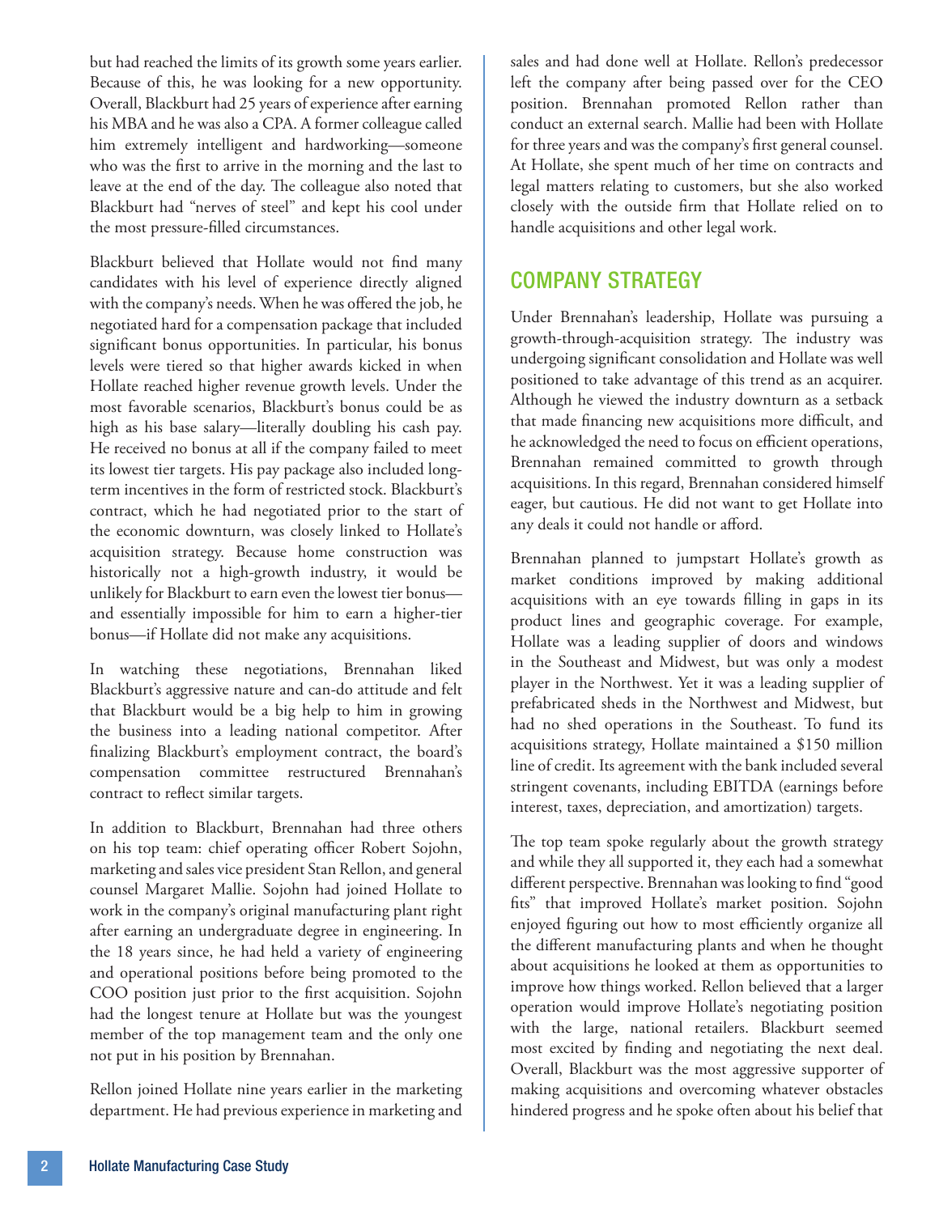but had reached the limits of its growth some years earlier. Because of this, he was looking for a new opportunity. Overall, Blackburt had 25 years of experience after earning his MBA and he was also a CPA. A former colleague called him extremely intelligent and hardworking—someone who was the first to arrive in the morning and the last to leave at the end of the day. The colleague also noted that Blackburt had "nerves of steel" and kept his cool under the most pressure-filled circumstances.

Blackburt believed that Hollate would not find many candidates with his level of experience directly aligned with the company's needs. When he was offered the job, he negotiated hard for a compensation package that included significant bonus opportunities. In particular, his bonus levels were tiered so that higher awards kicked in when Hollate reached higher revenue growth levels. Under the most favorable scenarios, Blackburt's bonus could be as high as his base salary—literally doubling his cash pay. He received no bonus at all if the company failed to meet its lowest tier targets. His pay package also included long-term incentives in the form of restricted stock. Blackburt's contract, which he had negotiated prior to the start of the economic downturn, was closely linked to Hollate's acquisition strategy. Because home construction was historically not a high-growth industry, it would be unlikely for Blackburt to earn even the lowest tier bonus—and essentially impossible for him to earn a higher-tier bonus—if Hollate did not make any acquisitions.

In watching these negotiations, Brennahan liked Blackburt's aggressive nature and can-do attitude and felt that Blackburt would be a big help to him in growing the business into a leading national competitor. After finalizing Blackburt's employment contract, the board's compensation committee restructured Brennahan's contract to reflect similar targets.

In addition to Blackburt, Brennahan had three others on his top team: chief operating officer Robert Sojohn, marketing and sales vice president Stan Rellon, and general counsel Margaret Mallie. Sojohn had joined Hollate to work in the company's original manufacturing plant right after earning an undergraduate degree in engineering. In the 18 years since, he had held a variety of engineering and operational positions before being promoted to the COO position just prior to the first acquisition. Sojohn had the longest tenure at Hollate but was the youngest member of the top management team and the only one not put in his position by Brennahan.

Rellon joined Hollate nine years earlier in the marketing department. He had previous experience in marketing and sales and had done well at Hollate. Rellon's predecessor left the company after being passed over for the CEO position. Brennahan promoted Rellon rather than conduct an external search. Mallie had been with Hollate for three years and was the company's first general counsel. At Hollate, she spent much of her time on contracts and legal matters relating to customers, but she also worked closely with the outside firm that Hollate relied on to handle acquisitions and other legal work.

## COMPANY STRATEGY

Under Brennahan's leadership, Hollate was pursuing a growth-through-acquisition strategy. The industry was undergoing significant consolidation and Hollate was well positioned to take advantage of this trend as an acquirer. Although he viewed the industry downturn as a setback that made financing new acquisitions more difficult, and he acknowledged the need to focus on efficient operations, Brennahan remained committed to growth through acquisitions. In this regard, Brennahan considered himself eager, but cautious. He did not want to get Hollate into any deals it could not handle or afford.

Brennahan planned to jumpstart Hollate's growth as market conditions improved by making additional acquisitions with an eye towards filling in gaps in its product lines and geographic coverage. For example, Hollate was a leading supplier of doors and windows in the Southeast and Midwest, but was only a modest player in the Northwest. Yet it was a leading supplier of prefabricated sheds in the Northwest and Midwest, but had no shed operations in the Southeast. To fund its acquisitions strategy, Hollate maintained a $150 million line of credit. Its agreement with the bank included several stringent covenants, including EBITDA (earnings before interest, taxes, depreciation, and amortization) targets.

The top team spoke regularly about the growth strategy and while they all supported it, they each had a somewhat different perspective. Brennahan was looking to find "good fits" that improved Hollate's market position. Sojohn enjoyed figuring out how to most efficiently organize all the different manufacturing plants and when he thought about acquisitions he looked at them as opportunities to improve how things worked. Rellon believed that a larger operation would improve Hollate's negotiating position with the large, national retailers. Blackburt seemed most excited by finding and negotiating the next deal. Overall, Blackburt was the most aggressive supporter of making acquisitions and overcoming whatever obstacles hindered progress and he spoke often about his belief that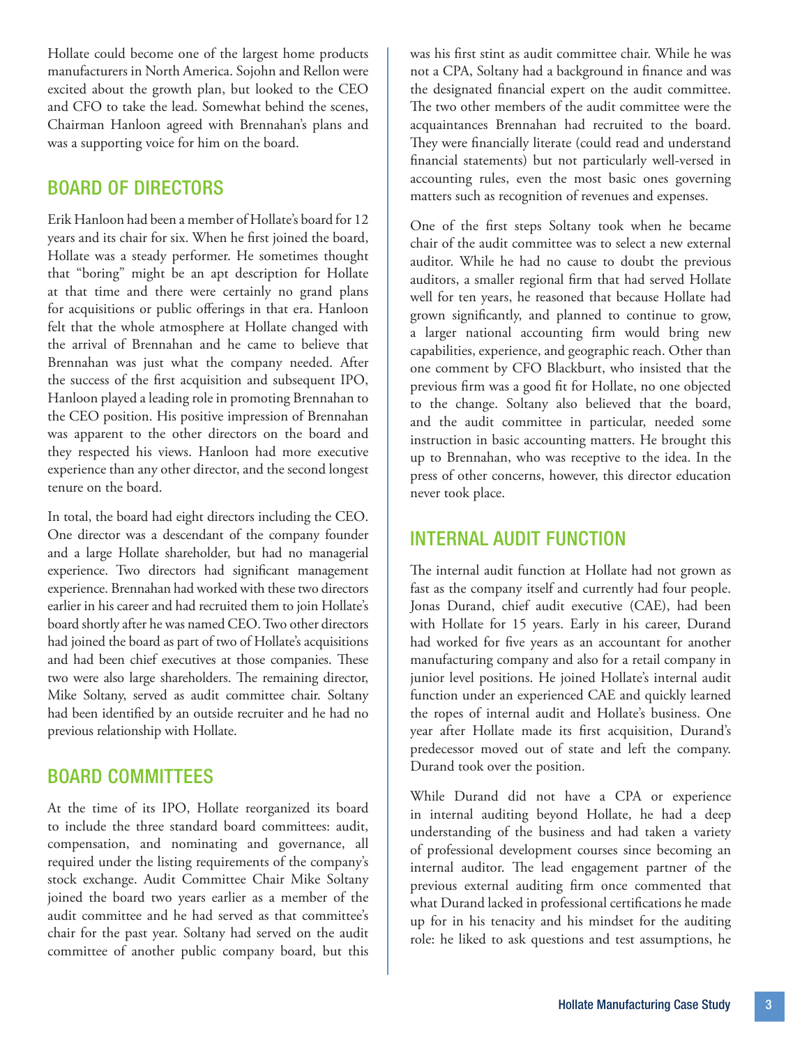Hollate could become one of the largest home products manufacturers in North America. Sojohn and Rellon were excited about the growth plan, but looked to the CEO and CFO to take the lead. Somewhat behind the scenes, Chairman Hanloon agreed with Brennahan's plans and was a supporting voice for him on the board.

## BOARD OF DIRECTORS

Erik Hanloon had been a member of Hollate's board for 12 years and its chair for six. When he first joined the board, Hollate was a steady performer. He sometimes thought that "boring" might be an apt description for Hollate at that time and there were certainly no grand plans for acquisitions or public offerings in that era. Hanloon felt that the whole atmosphere at Hollate changed with the arrival of Brennahan and he came to believe that Brennahan was just what the company needed. After the success of the first acquisition and subsequent IPO, Hanloon played a leading role in promoting Brennahan to the CEO position. His positive impression of Brennahan was apparent to the other directors on the board and they respected his views. Hanloon had more executive experience than any other director, and the second longest tenure on the board.

In total, the board had eight directors including the CEO. One director was a descendant of the company founder and a large Hollate shareholder, but had no managerial experience. Two directors had significant management experience. Brennahan had worked with these two directors earlier in his career and had recruited them to join Hollate's board shortly after he was named CEO. Two other directors had joined the board as part of two of Hollate's acquisitions and had been chief executives at those companies. These two were also large shareholders. The remaining director, Mike Soltany, served as audit committee chair. Soltany had been identified by an outside recruiter and he had no previous relationship with Hollate.

## BOARD COMMITTEES

At the time of its IPO, Hollate reorganized its board to include the three standard board committees: audit, compensation, and nominating and governance, all required under the listing requirements of the company's stock exchange. Audit Committee Chair Mike Soltany joined the board two years earlier as a member of the audit committee and he had served as that committee's chair for the past year. Soltany had served on the audit committee of another public company board, but this was his first stint as audit committee chair. While he was not a CPA, Soltany had a background in finance and was the designated financial expert on the audit committee. The two other members of the audit committee were the acquaintances Brennahan had recruited to the board. They were financially literate (could read and understand financial statements) but not particularly well-versed in accounting rules, even the most basic ones governing matters such as recognition of revenues and expenses.

One of the first steps Soltany took when he became chair of the audit committee was to select a new external auditor. While he had no cause to doubt the previous auditors, a smaller regional firm that had served Hollate well for ten years, he reasoned that because Hollate had grown significantly, and planned to continue to grow, a larger national accounting firm would bring new capabilities, experience, and geographic reach. Other than one comment by CFO Blackburt, who insisted that the previous firm was a good fit for Hollate, no one objected to the change. Soltany also believed that the board, and the audit committee in particular, needed some instruction in basic accounting matters. He brought this up to Brennahan, who was receptive to the idea. In the press of other concerns, however, this director education never took place.

## INTERNAL AUDIT FUNCTION

The internal audit function at Hollate had not grown as fast as the company itself and currently had four people. Jonas Durand, chief audit executive (CAE), had been with Hollate for 15 years. Early in his career, Durand had worked for five years as an accountant for another manufacturing company and also for a retail company in junior level positions. He joined Hollate's internal audit function under an experienced CAE and quickly learned the ropes of internal audit and Hollate's business. One year after Hollate made its first acquisition, Durand's predecessor moved out of state and left the company. Durand took over the position.

While Durand did not have a CPA or experience in internal auditing beyond Hollate, he had a deep understanding of the business and had taken a variety of professional development courses since becoming an internal auditor. The lead engagement partner of the previous external auditing firm once commented that what Durand lacked in professional certifications he made up for in his tenacity and his mindset for the auditing role: he liked to ask questions and test assumptions, he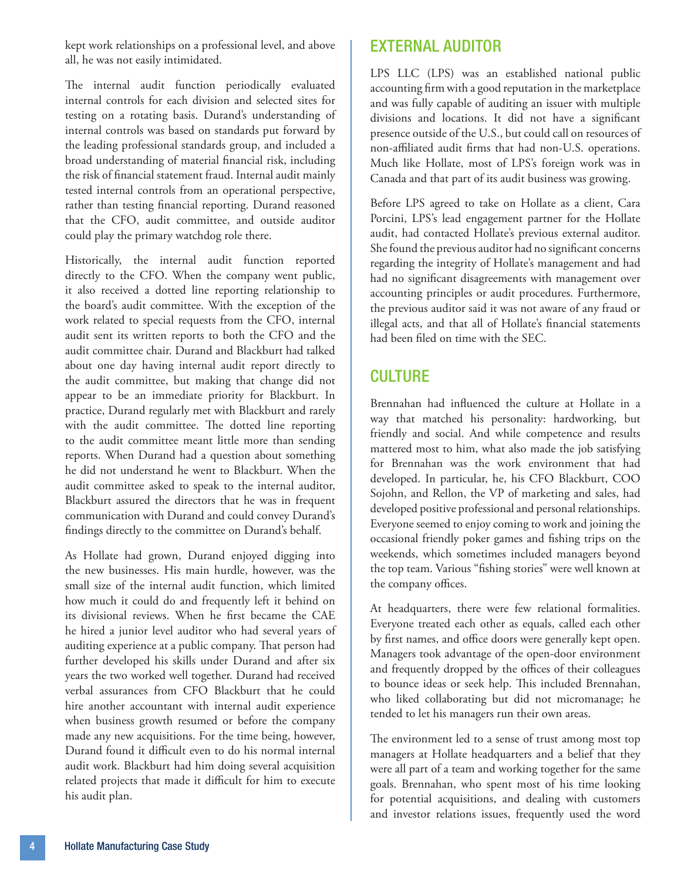kept work relationships on a professional level, and above all, he was not easily intimidated.

The internal audit function periodically evaluated internal controls for each division and selected sites for testing on a rotating basis. Durand's understanding of internal controls was based on standards put forward by the leading professional standards group, and included a broad understanding of material financial risk, including the risk of financial statement fraud. Internal audit mainly tested internal controls from an operational perspective, rather than testing financial reporting. Durand reasoned that the CFO, audit committee, and outside auditor could play the primary watchdog role there.

Historically, the internal audit function reported directly to the CFO. When the company went public, it also received a dotted line reporting relationship to the board's audit committee. With the exception of the work related to special requests from the CFO, internal audit sent its written reports to both the CFO and the audit committee chair. Durand and Blackburt had talked about one day having internal audit report directly to the audit committee, but making that change did not appear to be an immediate priority for Blackburt. In practice, Durand regularly met with Blackburt and rarely with the audit committee. The dotted line reporting to the audit committee meant little more than sending reports. When Durand had a question about something he did not understand he went to Blackburt. When the audit committee asked to speak to the internal auditor, Blackburt assured the directors that he was in frequent communication with Durand and could convey Durand's findings directly to the committee on Durand's behalf.

As Hollate had grown, Durand enjoyed digging into the new businesses. His main hurdle, however, was the small size of the internal audit function, which limited how much it could do and frequently left it behind on its divisional reviews. When he first became the CAE he hired a junior level auditor who had several years of auditing experience at a public company. That person had further developed his skills under Durand and after six years the two worked well together. Durand had received verbal assurances from CFO Blackburt that he could hire another accountant with internal audit experience when business growth resumed or before the company made any new acquisitions. For the time being, however, Durand found it difficult even to do his normal internal audit work. Blackburt had him doing several acquisition related projects that made it difficult for him to execute his audit plan.

## EXTERNAL AUDITOR

LPS LLC (LPS) was an established national public accounting firm with a good reputation in the marketplace and was fully capable of auditing an issuer with multiple divisions and locations. It did not have a significant presence outside of the U.S., but could call on resources of non-affiliated audit firms that had non-U.S. operations. Much like Hollate, most of LPS's foreign work was in Canada and that part of its audit business was growing.

Before LPS agreed to take on Hollate as a client, Cara Porcini, LPS's lead engagement partner for the Hollate audit, had contacted Hollate's previous external auditor. She found the previous auditor had no significant concerns regarding the integrity of Hollate's management and had had no significant disagreements with management over accounting principles or audit procedures. Furthermore, the previous auditor said it was not aware of any fraud or illegal acts, and that all of Hollate's financial statements had been filed on time with the SEC.

## CULTURE

Brennahan had influenced the culture at Hollate in a way that matched his personality: hardworking, but friendly and social. And while competence and results mattered most to him, what also made the job satisfying for Brennahan was the work environment that had developed. In particular, he, his CFO Blackburt, COO Sojohn, and Rellon, the VP of marketing and sales, had developed positive professional and personal relationships. Everyone seemed to enjoy coming to work and joining the occasional friendly poker games and fishing trips on the weekends, which sometimes included managers beyond the top team. Various "fishing stories" were well known at the company offices.

At headquarters, there were few relational formalities. Everyone treated each other as equals, called each other by first names, and office doors were generally kept open. Managers took advantage of the open-door environment and frequently dropped by the offices of their colleagues to bounce ideas or seek help. This included Brennahan, who liked collaborating but did not micromanage; he tended to let his managers run their own areas.

The environment led to a sense of trust among most top managers at Hollate headquarters and a belief that they were all part of a team and working together for the same goals. Brennahan, who spent most of his time looking for potential acquisitions, and dealing with customers and investor relations issues, frequently used the word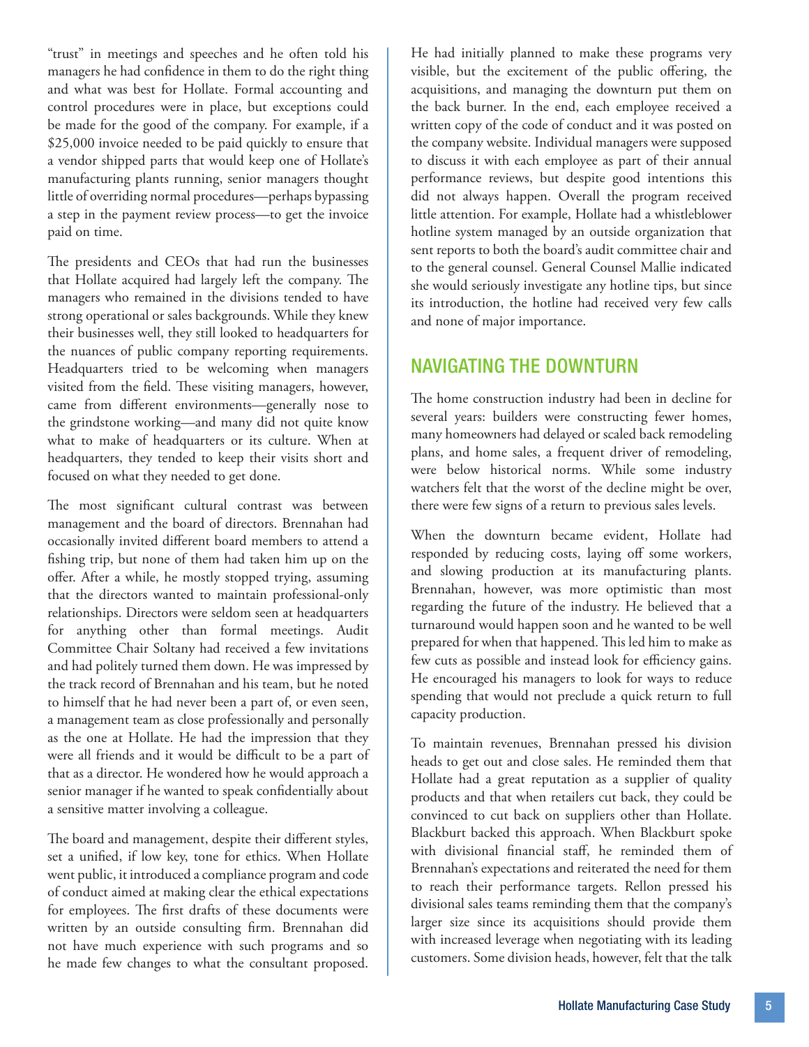"trust" in meetings and speeches and he often told his managers he had confidence in them to do the right thing and what was best for Hollate. Formal accounting and control procedures were in place, but exceptions could be made for the good of the company. For example, if a $25,000 invoice needed to be paid quickly to ensure that a vendor shipped parts that would keep one of Hollate's manufacturing plants running, senior managers thought little of overriding normal procedures—perhaps bypassing a step in the payment review process—to get the invoice paid on time.

The presidents and CEOs that had run the businesses that Hollate acquired had largely left the company. The managers who remained in the divisions tended to have strong operational or sales backgrounds. While they knew their businesses well, they still looked to headquarters for the nuances of public company reporting requirements. Headquarters tried to be welcoming when managers visited from the field. These visiting managers, however, came from different environments—generally nose to the grindstone working—and many did not quite know what to make of headquarters or its culture. When at headquarters, they tended to keep their visits short and focused on what they needed to get done.

The most significant cultural contrast was between management and the board of directors. Brennahan had occasionally invited different board members to attend a fishing trip, but none of them had taken him up on the offer. After a while, he mostly stopped trying, assuming that the directors wanted to maintain professional-only relationships. Directors were seldom seen at headquarters for anything other than formal meetings. Audit Committee Chair Soltany had received a few invitations and had politely turned them down. He was impressed by the track record of Brennahan and his team, but he noted to himself that he had never been a part of, or even seen, a management team as close professionally and personally as the one at Hollate. He had the impression that they were all friends and it would be difficult to be a part of that as a director. He wondered how he would approach a senior manager if he wanted to speak confidentially about a sensitive matter involving a colleague.

The board and management, despite their different styles, set a unified, if low key, tone for ethics. When Hollate went public, it introduced a compliance program and code of conduct aimed at making clear the ethical expectations for employees. The first drafts of these documents were written by an outside consulting firm. Brennahan did not have much experience with such programs and so he made few changes to what the consultant proposed. He had initially planned to make these programs very visible, but the excitement of the public offering, the acquisitions, and managing the downturn put them on the back burner. In the end, each employee received a written copy of the code of conduct and it was posted on the company website. Individual managers were supposed to discuss it with each employee as part of their annual performance reviews, but despite good intentions this did not always happen. Overall the program received little attention. For example, Hollate had a whistleblower hotline system managed by an outside organization that sent reports to both the board's audit committee chair and to the general counsel. General Counsel Mallie indicated she would seriously investigate any hotline tips, but since its introduction, the hotline had received very few calls and none of major importance.

## NAVIGATING THE DOWNTURN

The home construction industry had been in decline for several years: builders were constructing fewer homes, many homeowners had delayed or scaled back remodeling plans, and home sales, a frequent driver of remodeling, were below historical norms. While some industry watchers felt that the worst of the decline might be over, there were few signs of a return to previous sales levels.

When the downturn became evident, Hollate had responded by reducing costs, laying off some workers, and slowing production at its manufacturing plants. Brennahan, however, was more optimistic than most regarding the future of the industry. He believed that a turnaround would happen soon and he wanted to be well prepared for when that happened. This led him to make as few cuts as possible and instead look for efficiency gains. He encouraged his managers to look for ways to reduce spending that would not preclude a quick return to full capacity production.

To maintain revenues, Brennahan pressed his division heads to get out and close sales. He reminded them that Hollate had a great reputation as a supplier of quality products and that when retailers cut back, they could be convinced to cut back on suppliers other than Hollate. Blackburt backed this approach. When Blackburt spoke with divisional financial staff, he reminded them of Brennahan's expectations and reiterated the need for them to reach their performance targets. Rellon pressed his divisional sales teams reminding them that the company's larger size since its acquisitions should provide them with increased leverage when negotiating with its leading customers. Some division heads, however, felt that the talk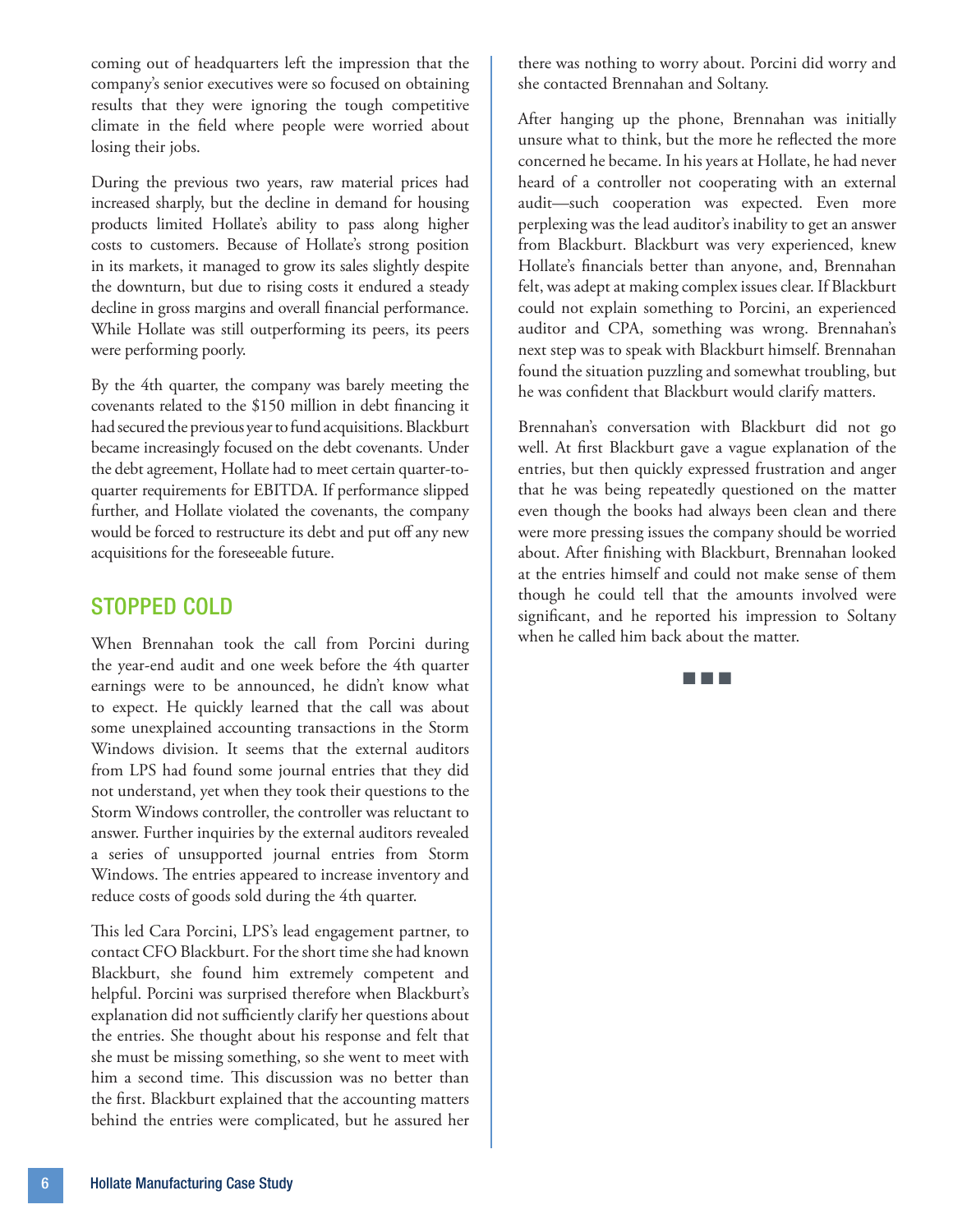coming out of headquarters left the impression that the company's senior executives were so focused on obtaining results that they were ignoring the tough competitive climate in the field where people were worried about losing their jobs.

During the previous two years, raw material prices had increased sharply, but the decline in demand for housing products limited Hollate's ability to pass along higher costs to customers. Because of Hollate's strong position in its markets, it managed to grow its sales slightly despite the downturn, but due to rising costs it endured a steady decline in gross margins and overall financial performance. While Hollate was still outperforming its peers, its peers were performing poorly.

By the 4th quarter, the company was barely meeting the covenants related to the $150 million in debt financing it had secured the previous year to fund acquisitions. Blackburt became increasingly focused on the debt covenants. Under the debt agreement, Hollate had to meet certain quarter-to-quarter requirements for EBITDA. If performance slipped further, and Hollate violated the covenants, the company would be forced to restructure its debt and put off any new acquisitions for the foreseeable future.

## STOPPED COLD

When Brennahan took the call from Porcini during the year-end audit and one week before the 4th quarter earnings were to be announced, he didn't know what to expect. He quickly learned that the call was about some unexplained accounting transactions in the Storm Windows division. It seems that the external auditors from LPS had found some journal entries that they did not understand, yet when they took their questions to the Storm Windows controller, the controller was reluctant to answer. Further inquiries by the external auditors revealed a series of unsupported journal entries from Storm Windows. The entries appeared to increase inventory and reduce costs of goods sold during the 4th quarter.

This led Cara Porcini, LPS's lead engagement partner, to contact CFO Blackburt. For the short time she had known Blackburt, she found him extremely competent and helpful. Porcini was surprised therefore when Blackburt's explanation did not sufficiently clarify her questions about the entries. She thought about his response and felt that she must be missing something, so she went to meet with him a second time. This discussion was no better than the first. Blackburt explained that the accounting matters behind the entries were complicated, but he assured her there was nothing to worry about. Porcini did worry and she contacted Brennahan and Soltany.

After hanging up the phone, Brennahan was initially unsure what to think, but the more he reflected the more concerned he became. In his years at Hollate, he had never heard of a controller not cooperating with an external audit—such cooperation was expected. Even more perplexing was the lead auditor's inability to get an answer from Blackburt. Blackburt was very experienced, knew Hollate's financials better than anyone, and, Brennahan felt, was adept at making complex issues clear. If Blackburt could not explain something to Porcini, an experienced auditor and CPA, something was wrong. Brennahan's next step was to speak with Blackburt himself. Brennahan found the situation puzzling and somewhat troubling, but he was confident that Blackburt would clarify matters.

Brennahan's conversation with Blackburt did not go well. At first Blackburt gave a vague explanation of the entries, but then quickly expressed frustration and anger that he was being repeatedly questioned on the matter even though the books had always been clean and there were more pressing issues the company should be worried about. After finishing with Blackburt, Brennahan looked at the entries himself and could not make sense of them though he could tell that the amounts involved were significant, and he reported his impression to Soltany when he called him back about the matter.

■ ■ ■